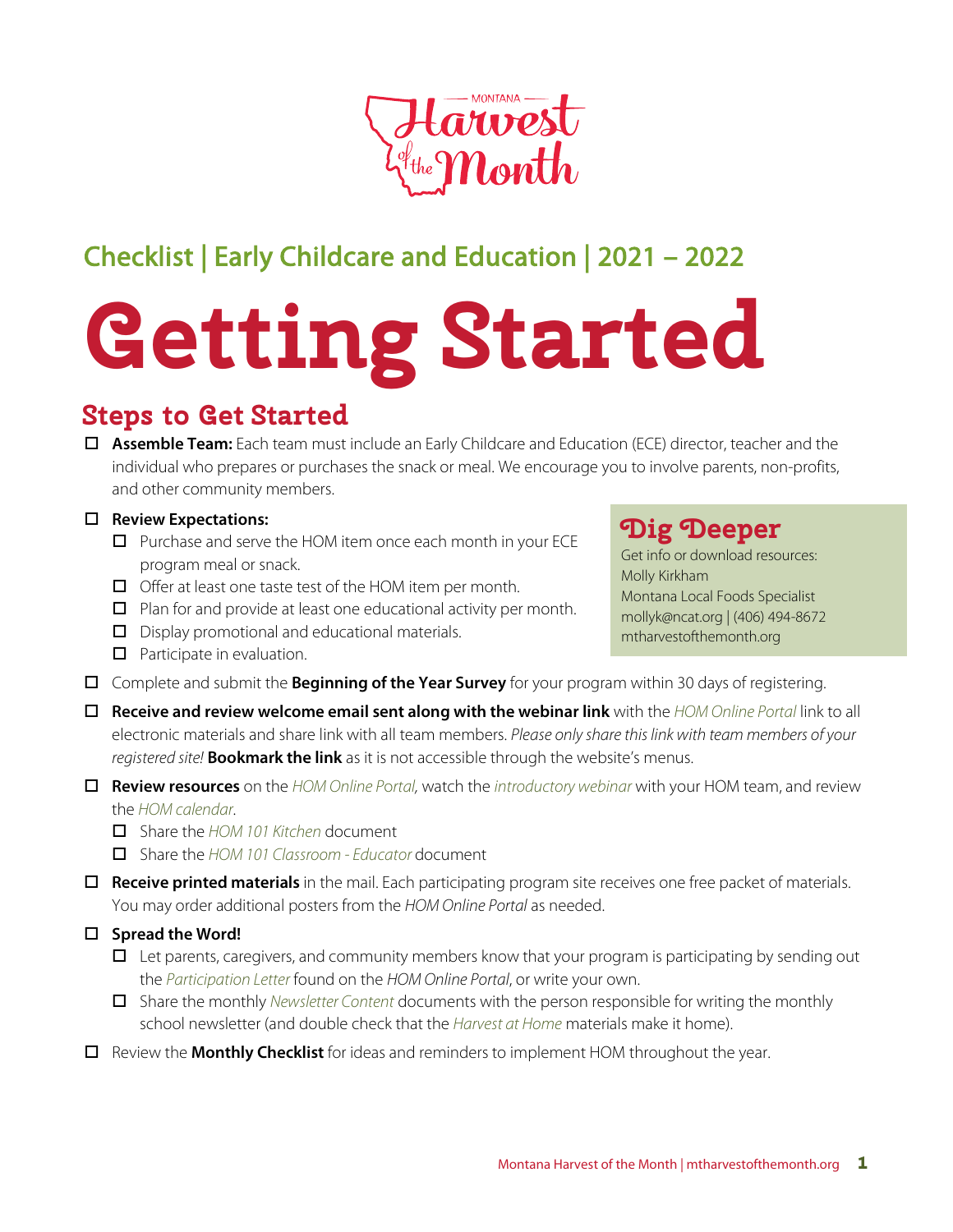Montana Harvest of the Month

## Checklist | Early Childcare and Education | 2021 – 2022

# Getting Started

## Steps to Get Started

- ☐ **Assemble Team:** Each team must include an Early Childcare and Education (ECE) director, teacher and the individual who prepares or purchases the snack or meal. We encourage you to involve parents, non-profits, and other community members.
- ☐ **Review Expectations:**
  - ☐ Purchase and serve the HOM item once each month in your ECE program meal or snack.
  - ☐ Offer at least one taste test of the HOM item per month.
  - ☐ Plan for and provide at least one educational activity per month.
  - ☐ Display promotional and educational materials.
  - ☐ Participate in evaluation.
- ☐ Complete and submit the **Beginning of the Year Survey** for your program within 30 days of registering.
- ☐ **Receive and review welcome email sent along with the webinar link** with the *HOM Online Portal* link to all electronic materials and share link with all team members. *Please only share this link with team members of your registered site!* **Bookmark the link** as it is not accessible through the website's menus.
- ☐ **Review resources** on the *HOM Online Portal,* watch the *introductory webinar* with your HOM team, and review the *HOM calendar*.
  - ☐ Share the *HOM 101 Kitchen* document
  - ☐ Share the *HOM 101 Classroom - Educator* document
- ☐ **Receive printed materials** in the mail. Each participating program site receives one free packet of materials. You may order additional posters from the *HOM Online Portal* as needed.
- ☐ **Spread the Word!**
  - ☐ Let parents, caregivers, and community members know that your program is participating by sending out the *Participation Letter* found on the *HOM Online Portal*, or write your own.
  - ☐ Share the monthly *Newsletter Content* documents with the person responsible for writing the monthly school newsletter (and double check that the *Harvest at Home* materials make it home).
- ☐ Review the **Monthly Checklist** for ideas and reminders to implement HOM throughout the year.

### Dig Deeper

Get info or download resources:
Molly Kirkham
Montana Local Foods Specialist
mollyk@ncat.org | (406) 494-8672
mtharvestofthemonth.org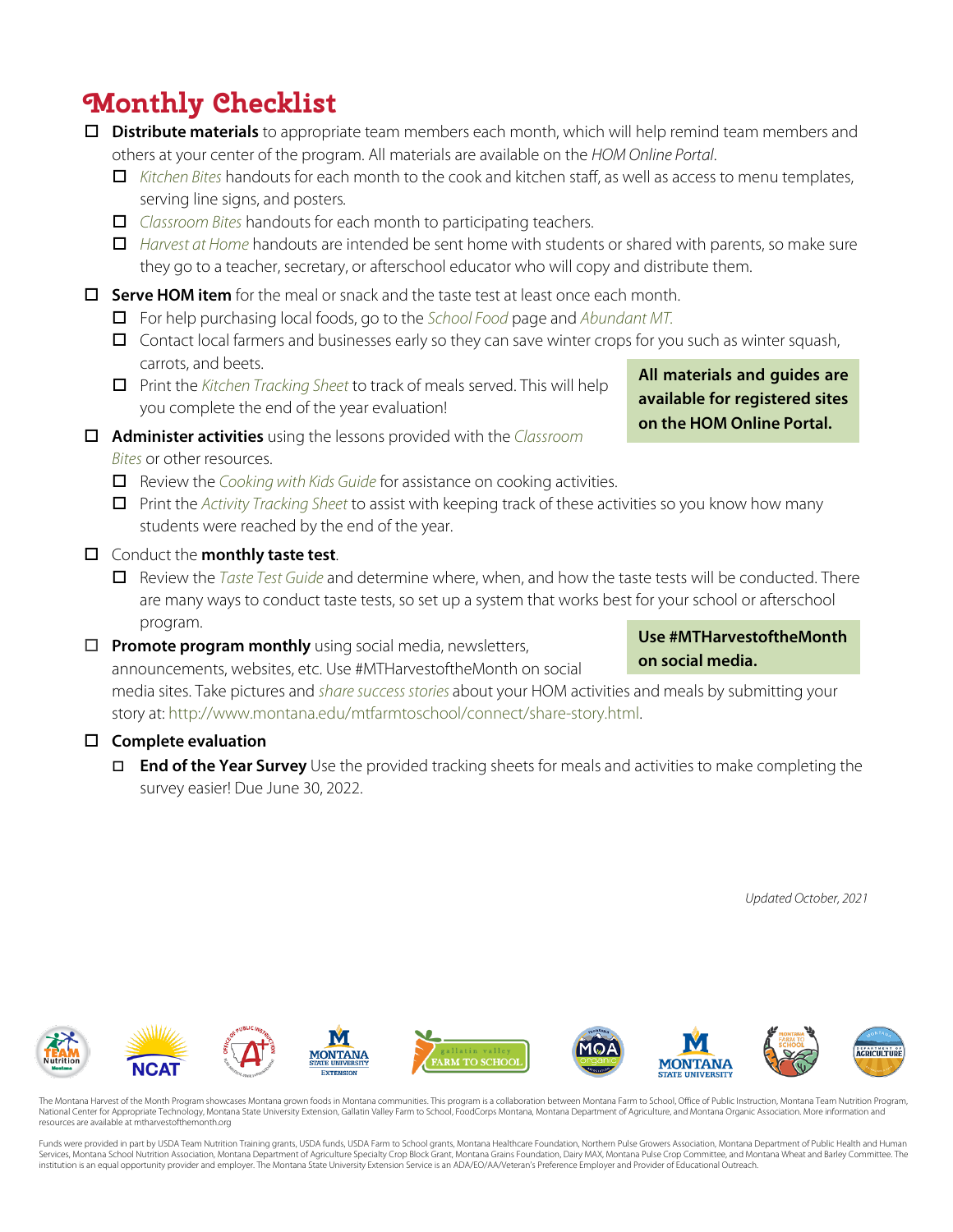# Monthly Checklist

- ☐ **Distribute materials** to appropriate team members each month, which will help remind team members and others at your center of the program. All materials are available on the *HOM Online Portal*.
  - ☐ *Kitchen Bites* handouts for each month to the cook and kitchen staff, as well as access to menu templates, serving line signs, and posters.
  - ☐ *Classroom Bites* handouts for each month to participating teachers.
  - ☐ *Harvest at Home* handouts are intended be sent home with students or shared with parents, so make sure they go to a teacher, secretary, or afterschool educator who will copy and distribute them.
- ☐ **Serve HOM item** for the meal or snack and the taste test at least once each month.
  - ☐ For help purchasing local foods, go to the *School Food* page and *Abundant MT.*
  - ☐ Contact local farmers and businesses early so they can save winter crops for you such as winter squash, carrots, and beets.
  - ☐ Print the *Kitchen Tracking Sheet* to track of meals served. This will help you complete the end of the year evaluation!

**All materials and guides are available for registered sites on the HOM Online Portal.**

- ☐ **Administer activities** using the lessons provided with the *Classroom Bites* or other resources.
  - ☐ Review the *Cooking with Kids Guide* for assistance on cooking activities.
  - ☐ Print the *Activity Tracking Sheet* to assist with keeping track of these activities so you know how many students were reached by the end of the year.
- ☐ Conduct the **monthly taste test**.
  - ☐ Review the *Taste Test Guide* and determine where, when, and how the taste tests will be conducted. There are many ways to conduct taste tests, so set up a system that works best for your school or afterschool program.
- ☐ **Promote program monthly** using social media, newsletters, announcements, websites, etc. Use #MTHarvestoftheMonth on social media sites. Take pictures and *share success stories* about your HOM activities and meals by submitting your story at: http://www.montana.edu/mtfarmtoschool/connect/share-story.html.

**Use #MTHarvestoftheMonth on social media.**

- ☐ **Complete evaluation**
  - ☐ **End of the Year Survey** Use the provided tracking sheets for meals and activities to make completing the survey easier! Due June 30, 2022.

*Updated October, 2021*

The Montana Harvest of the Month Program showcases Montana grown foods in Montana communities. This program is a collaboration between Montana Farm to School, Office of Public Instruction, Montana Team Nutrition Program, National Center for Appropriate Technology, Montana State University Extension, Gallatin Valley Farm to School, FoodCorps Montana, Montana Department of Agriculture, and Montana Organic Association. More information and resources are available at mtharvestofthemonth.org

Funds were provided in part by USDA Team Nutrition Training grants, USDA funds, USDA Farm to School grants, Montana Healthcare Foundation, Northern Pulse Growers Association, Montana Department of Public Health and Human Services, Montana School Nutrition Association, Montana Department of Agriculture Specialty Crop Block Grant, Montana Grains Foundation, Dairy MAX, Montana Pulse Crop Committee, and Montana Wheat and Barley Committee. The institution is an equal opportunity provider and employer. The Montana State University Extension Service is an ADA/EO/AA/Veteran's Preference Employer and Provider of Educational Outreach.